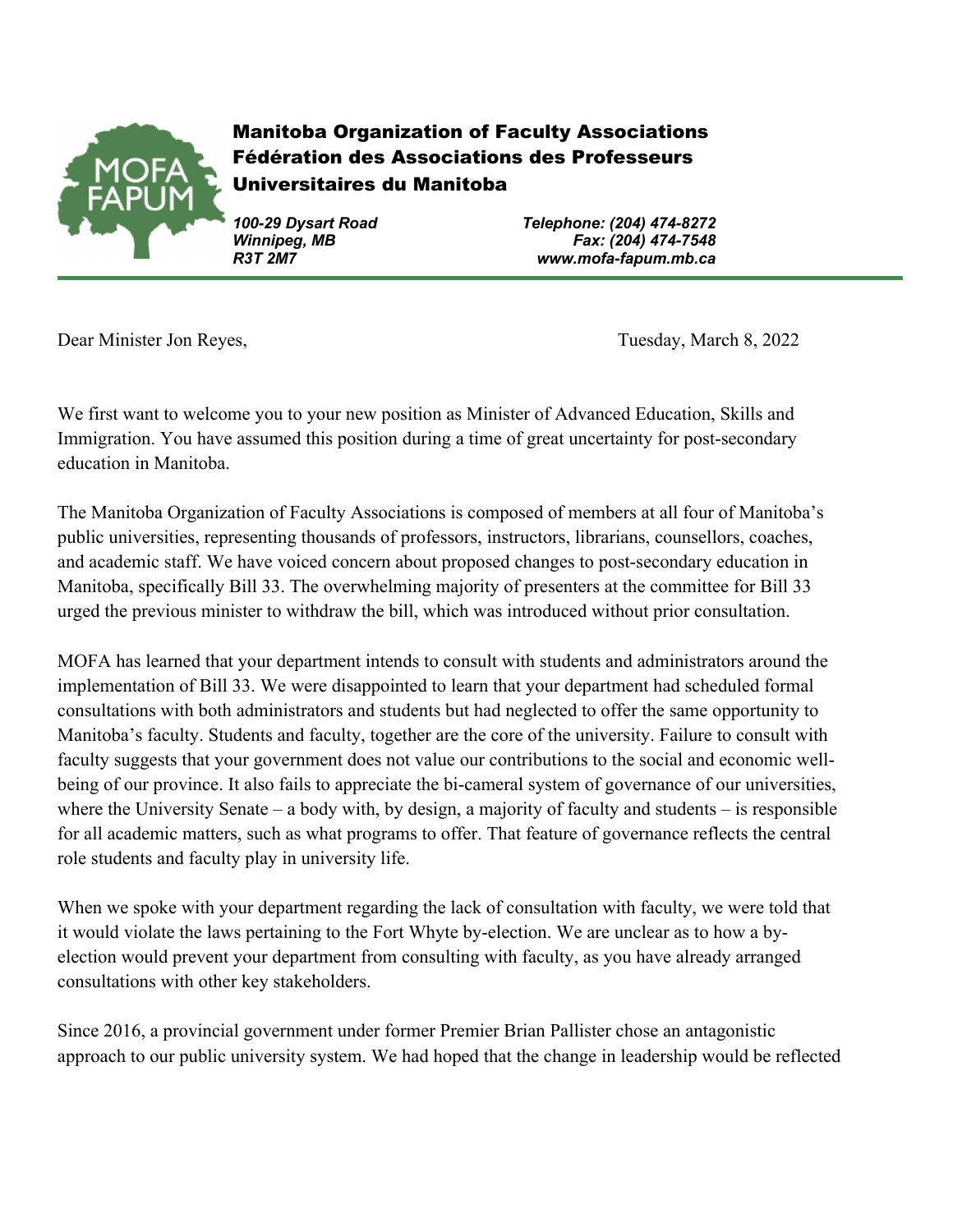**Manitoba Organization of Faculty Associations**
**Fédération des Associations des Professeurs Universitaires du Manitoba**

*100-29 Dysart Road*
*Winnipeg, MB*
*R3T 2M7*

*Telephone: (204) 474-8272*
*Fax: (204) 474-7548*
*www.mofa-fapum.mb.ca*

---

Dear Minister Jon Reyes,

Tuesday, March 8, 2022

We first want to welcome you to your new position as Minister of Advanced Education, Skills and Immigration. You have assumed this position during a time of great uncertainty for post-secondary education in Manitoba.

The Manitoba Organization of Faculty Associations is composed of members at all four of Manitoba's public universities, representing thousands of professors, instructors, librarians, counsellors, coaches, and academic staff. We have voiced concern about proposed changes to post-secondary education in Manitoba, specifically Bill 33. The overwhelming majority of presenters at the committee for Bill 33 urged the previous minister to withdraw the bill, which was introduced without prior consultation.

MOFA has learned that your department intends to consult with students and administrators around the implementation of Bill 33. We were disappointed to learn that your department had scheduled formal consultations with both administrators and students but had neglected to offer the same opportunity to Manitoba's faculty. Students and faculty, together are the core of the university. Failure to consult with faculty suggests that your government does not value our contributions to the social and economic well-being of our province. It also fails to appreciate the bi-cameral system of governance of our universities, where the University Senate – a body with, by design, a majority of faculty and students – is responsible for all academic matters, such as what programs to offer. That feature of governance reflects the central role students and faculty play in university life.

When we spoke with your department regarding the lack of consultation with faculty, we were told that it would violate the laws pertaining to the Fort Whyte by-election. We are unclear as to how a by-election would prevent your department from consulting with faculty, as you have already arranged consultations with other key stakeholders.

Since 2016, a provincial government under former Premier Brian Pallister chose an antagonistic approach to our public university system. We had hoped that the change in leadership would be reflected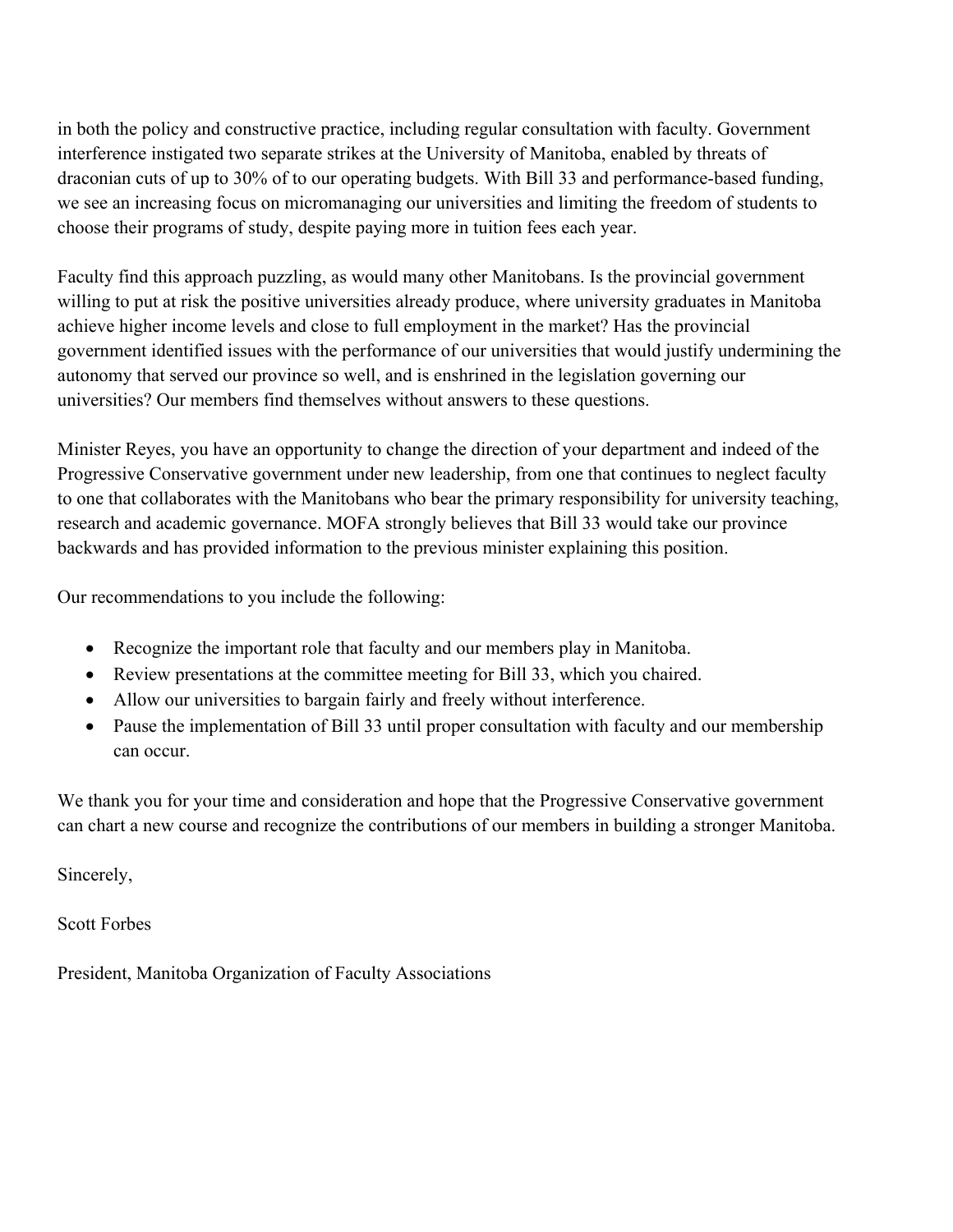in both the policy and constructive practice, including regular consultation with faculty. Government interference instigated two separate strikes at the University of Manitoba, enabled by threats of draconian cuts of up to 30% of to our operating budgets. With Bill 33 and performance-based funding, we see an increasing focus on micromanaging our universities and limiting the freedom of students to choose their programs of study, despite paying more in tuition fees each year.

Faculty find this approach puzzling, as would many other Manitobans. Is the provincial government willing to put at risk the positive universities already produce, where university graduates in Manitoba achieve higher income levels and close to full employment in the market? Has the provincial government identified issues with the performance of our universities that would justify undermining the autonomy that served our province so well, and is enshrined in the legislation governing our universities? Our members find themselves without answers to these questions.

Minister Reyes, you have an opportunity to change the direction of your department and indeed of the Progressive Conservative government under new leadership, from one that continues to neglect faculty to one that collaborates with the Manitobans who bear the primary responsibility for university teaching, research and academic governance. MOFA strongly believes that Bill 33 would take our province backwards and has provided information to the previous minister explaining this position.

Our recommendations to you include the following:

- Recognize the important role that faculty and our members play in Manitoba.
- Review presentations at the committee meeting for Bill 33, which you chaired.
- Allow our universities to bargain fairly and freely without interference.
- Pause the implementation of Bill 33 until proper consultation with faculty and our membership can occur.

We thank you for your time and consideration and hope that the Progressive Conservative government can chart a new course and recognize the contributions of our members in building a stronger Manitoba.

Sincerely,

Scott Forbes

President, Manitoba Organization of Faculty Associations